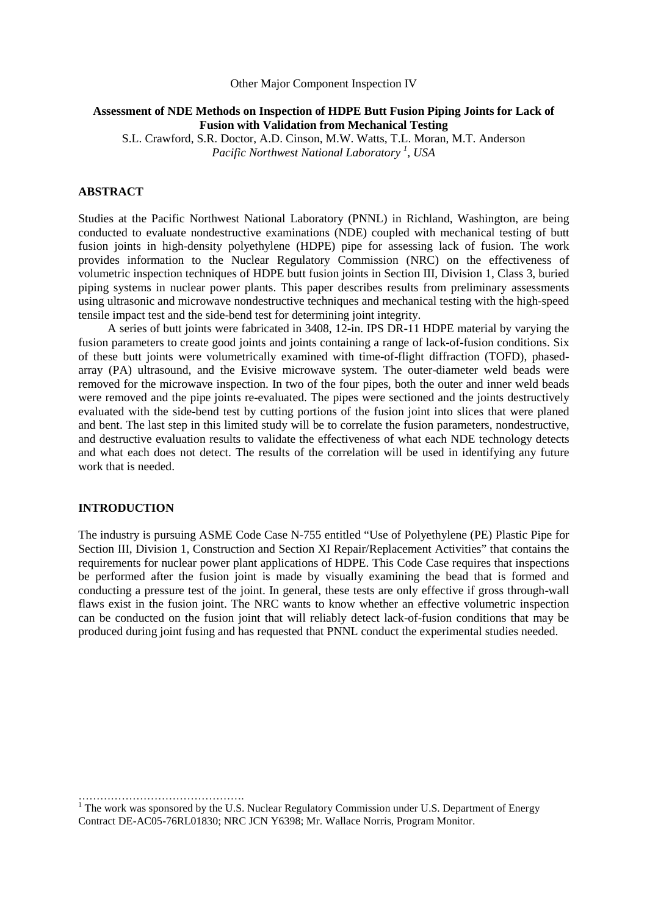Other Major Component Inspection IV

# Assessment of NDE Methods on Inspection of HDPE Butt Fusion Piping Joints for Lack of Fusion with Validation from Mechanical Testing

S.L. Crawford, S.R. Doctor, A.D. Cinson, M.W. Watts, T.L. Moran, M.T. Anderson
*Pacific Northwest National Laboratory [1], USA*

## ABSTRACT

Studies at the Pacific Northwest National Laboratory (PNNL) in Richland, Washington, are being conducted to evaluate nondestructive examinations (NDE) coupled with mechanical testing of butt fusion joints in high-density polyethylene (HDPE) pipe for assessing lack of fusion. The work provides information to the Nuclear Regulatory Commission (NRC) on the effectiveness of volumetric inspection techniques of HDPE butt fusion joints in Section III, Division 1, Class 3, buried piping systems in nuclear power plants. This paper describes results from preliminary assessments using ultrasonic and microwave nondestructive techniques and mechanical testing with the high-speed tensile impact test and the side-bend test for determining joint integrity.

A series of butt joints were fabricated in 3408, 12-in. IPS DR-11 HDPE material by varying the fusion parameters to create good joints and joints containing a range of lack-of-fusion conditions. Six of these butt joints were volumetrically examined with time-of-flight diffraction (TOFD), phased-array (PA) ultrasound, and the Evisive microwave system. The outer-diameter weld beads were removed for the microwave inspection. In two of the four pipes, both the outer and inner weld beads were removed and the pipe joints re-evaluated. The pipes were sectioned and the joints destructively evaluated with the side-bend test by cutting portions of the fusion joint into slices that were planed and bent. The last step in this limited study will be to correlate the fusion parameters, nondestructive, and destructive evaluation results to validate the effectiveness of what each NDE technology detects and what each does not detect. The results of the correlation will be used in identifying any future work that is needed.

## INTRODUCTION

The industry is pursuing ASME Code Case N-755 entitled "Use of Polyethylene (PE) Plastic Pipe for Section III, Division 1, Construction and Section XI Repair/Replacement Activities" that contains the requirements for nuclear power plant applications of HDPE. This Code Case requires that inspections be performed after the fusion joint is made by visually examining the bead that is formed and conducting a pressure test of the joint. In general, these tests are only effective if gross through-wall flaws exist in the fusion joint. The NRC wants to know whether an effective volumetric inspection can be conducted on the fusion joint that will reliably detect lack-of-fusion conditions that may be produced during joint fusing and has requested that PNNL conduct the experimental studies needed.

---

[1] The work was sponsored by the U.S. Nuclear Regulatory Commission under U.S. Department of Energy Contract DE-AC05-76RL01830; NRC JCN Y6398; Mr. Wallace Norris, Program Monitor.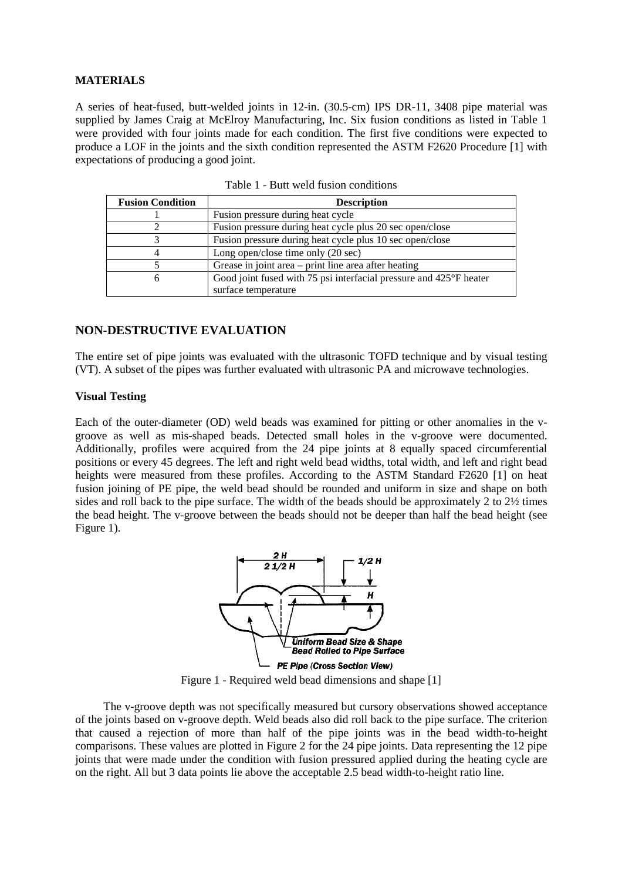### MATERIALS

A series of heat-fused, butt-welded joints in 12-in. (30.5-cm) IPS DR-11, 3408 pipe material was supplied by James Craig at McElroy Manufacturing, Inc. Six fusion conditions as listed in Table 1 were provided with four joints made for each condition. The first five conditions were expected to produce a LOF in the joints and the sixth condition represented the ASTM F2620 Procedure [1] with expectations of producing a good joint.

Table 1 - Butt weld fusion conditions

| Fusion Condition | Description |
|---|---|
| 1 | Fusion pressure during heat cycle |
| 2 | Fusion pressure during heat cycle plus 20 sec open/close |
| 3 | Fusion pressure during heat cycle plus 10 sec open/close |
| 4 | Long open/close time only (20 sec) |
| 5 | Grease in joint area – print line area after heating |
| 6 | Good joint fused with 75 psi interfacial pressure and 425°F heater surface temperature |

## NON-DESTRUCTIVE EVALUATION

The entire set of pipe joints was evaluated with the ultrasonic TOFD technique and by visual testing (VT). A subset of the pipes was further evaluated with ultrasonic PA and microwave technologies.

### Visual Testing

Each of the outer-diameter (OD) weld beads was examined for pitting or other anomalies in the v-groove as well as mis-shaped beads. Detected small holes in the v-groove were documented. Additionally, profiles were acquired from the 24 pipe joints at 8 equally spaced circumferential positions or every 45 degrees. The left and right weld bead widths, total width, and left and right bead heights were measured from these profiles. According to the ASTM Standard F2620 [1] on heat fusion joining of PE pipe, the weld bead should be rounded and uniform in size and shape on both sides and roll back to the pipe surface. The width of the beads should be approximately 2 to 2½ times the bead height. The v-groove between the beads should not be deeper than half the bead height (see Figure 1).

Figure 1 - Required weld bead dimensions and shape [1]

The v-groove depth was not specifically measured but cursory observations showed acceptance of the joints based on v-groove depth. Weld beads also did roll back to the pipe surface. The criterion that caused a rejection of more than half of the pipe joints was in the bead width-to-height comparisons. These values are plotted in Figure 2 for the 24 pipe joints. Data representing the 12 pipe joints that were made under the condition with fusion pressured applied during the heating cycle are on the right. All but 3 data points lie above the acceptable 2.5 bead width-to-height ratio line.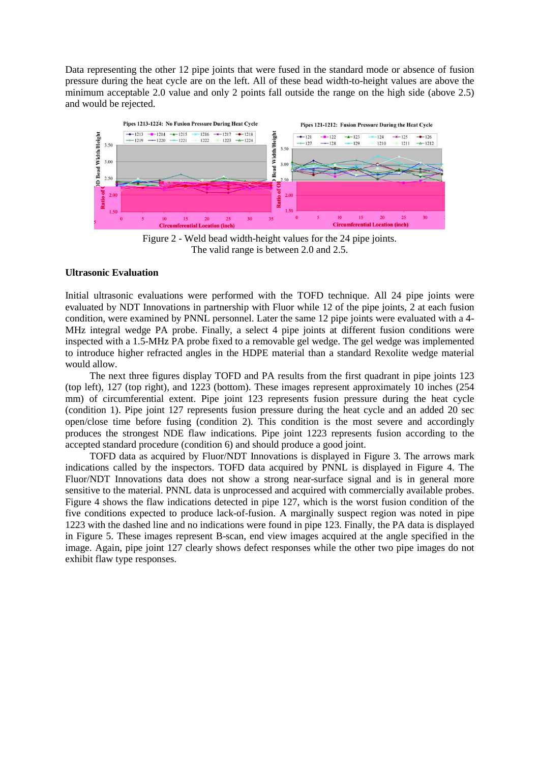Data representing the other 12 pipe joints that were fused in the standard mode or absence of fusion pressure during the heat cycle are on the left. All of these bead width-to-height values are above the minimum acceptable 2.0 value and only 2 points fall outside the range on the high side (above 2.5) and would be rejected.

Figure 2 - Weld bead width-height values for the 24 pipe joints.
The valid range is between 2.0 and 2.5.

### Ultrasonic Evaluation

Initial ultrasonic evaluations were performed with the TOFD technique. All 24 pipe joints were evaluated by NDT Innovations in partnership with Fluor while 12 of the pipe joints, 2 at each fusion condition, were examined by PNNL personnel. Later the same 12 pipe joints were evaluated with a 4-MHz integral wedge PA probe. Finally, a select 4 pipe joints at different fusion conditions were inspected with a 1.5-MHz PA probe fixed to a removable gel wedge. The gel wedge was implemented to introduce higher refracted angles in the HDPE material than a standard Rexolite wedge material would allow.

The next three figures display TOFD and PA results from the first quadrant in pipe joints 123 (top left), 127 (top right), and 1223 (bottom). These images represent approximately 10 inches (254 mm) of circumferential extent. Pipe joint 123 represents fusion pressure during the heat cycle (condition 1). Pipe joint 127 represents fusion pressure during the heat cycle and an added 20 sec open/close time before fusing (condition 2). This condition is the most severe and accordingly produces the strongest NDE flaw indications. Pipe joint 1223 represents fusion according to the accepted standard procedure (condition 6) and should produce a good joint.

TOFD data as acquired by Fluor/NDT Innovations is displayed in Figure 3. The arrows mark indications called by the inspectors. TOFD data acquired by PNNL is displayed in Figure 4. The Fluor/NDT Innovations data does not show a strong near-surface signal and is in general more sensitive to the material. PNNL data is unprocessed and acquired with commercially available probes. Figure 4 shows the flaw indications detected in pipe 127, which is the worst fusion condition of the five conditions expected to produce lack-of-fusion. A marginally suspect region was noted in pipe 1223 with the dashed line and no indications were found in pipe 123. Finally, the PA data is displayed in Figure 5. These images represent B-scan, end view images acquired at the angle specified in the image. Again, pipe joint 127 clearly shows defect responses while the other two pipe images do not exhibit flaw type responses.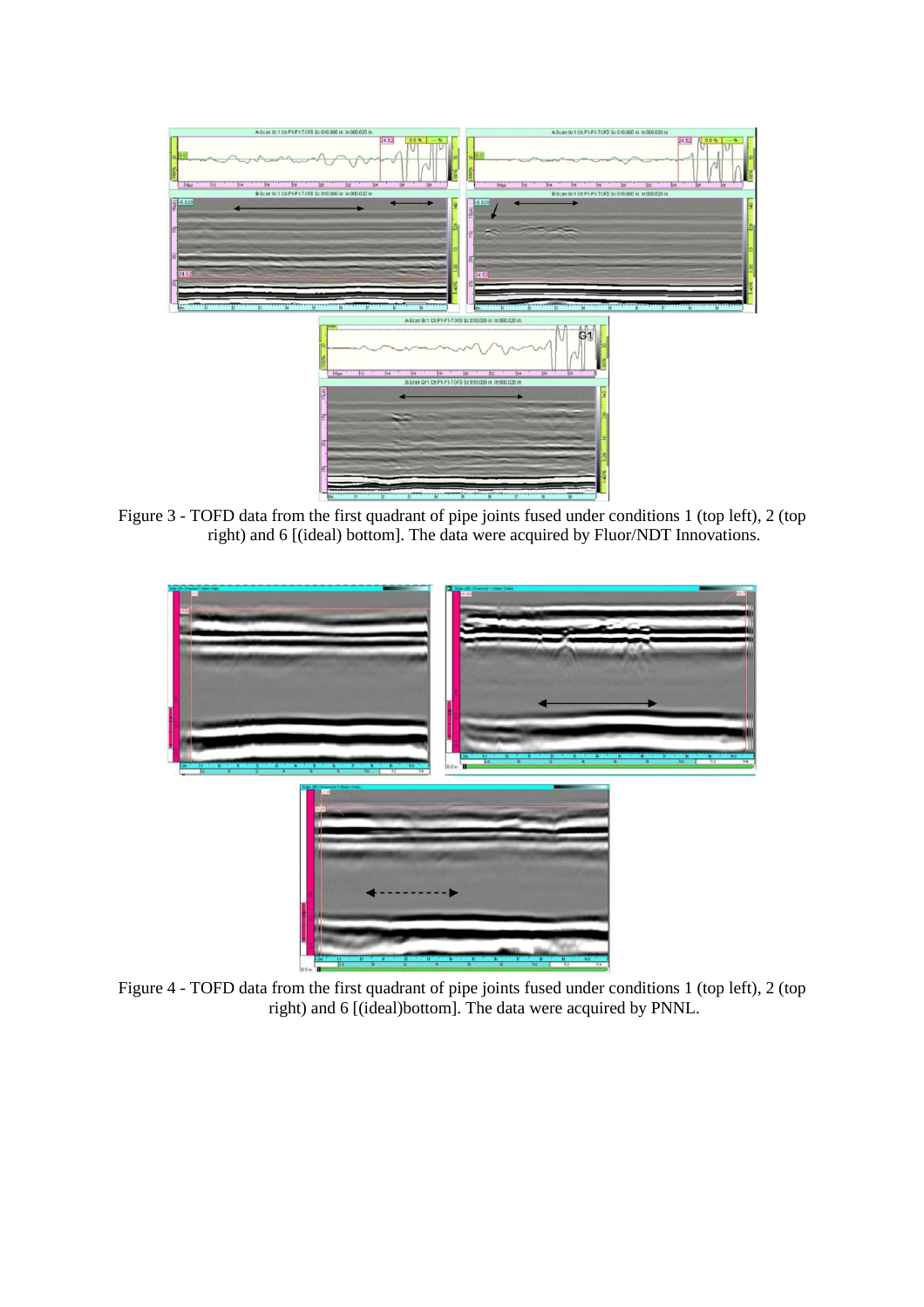Figure 3 - TOFD data from the first quadrant of pipe joints fused under conditions 1 (top left), 2 (top right) and 6 [(ideal) bottom]. The data were acquired by Fluor/NDT Innovations.

Figure 4 - TOFD data from the first quadrant of pipe joints fused under conditions 1 (top left), 2 (top right) and 6 [(ideal)bottom]. The data were acquired by PNNL.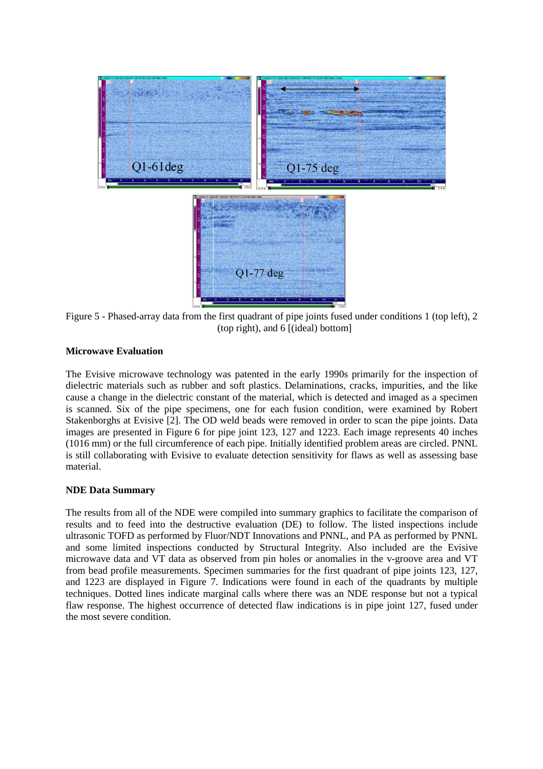Figure 5 - Phased-array data from the first quadrant of pipe joints fused under conditions 1 (top left), 2 (top right), and 6 [(ideal) bottom]

**Microwave Evaluation**

The Evisive microwave technology was patented in the early 1990s primarily for the inspection of dielectric materials such as rubber and soft plastics. Delaminations, cracks, impurities, and the like cause a change in the dielectric constant of the material, which is detected and imaged as a specimen is scanned. Six of the pipe specimens, one for each fusion condition, were examined by Robert Stakenborghs at Evisive [2]. The OD weld beads were removed in order to scan the pipe joints. Data images are presented in Figure 6 for pipe joint 123, 127 and 1223. Each image represents 40 inches (1016 mm) or the full circumference of each pipe. Initially identified problem areas are circled. PNNL is still collaborating with Evisive to evaluate detection sensitivity for flaws as well as assessing base material.

**NDE Data Summary**

The results from all of the NDE were compiled into summary graphics to facilitate the comparison of results and to feed into the destructive evaluation (DE) to follow. The listed inspections include ultrasonic TOFD as performed by Fluor/NDT Innovations and PNNL, and PA as performed by PNNL and some limited inspections conducted by Structural Integrity. Also included are the Evisive microwave data and VT data as observed from pin holes or anomalies in the v-groove area and VT from bead profile measurements. Specimen summaries for the first quadrant of pipe joints 123, 127, and 1223 are displayed in Figure 7. Indications were found in each of the quadrants by multiple techniques. Dotted lines indicate marginal calls where there was an NDE response but not a typical flaw response. The highest occurrence of detected flaw indications is in pipe joint 127, fused under the most severe condition.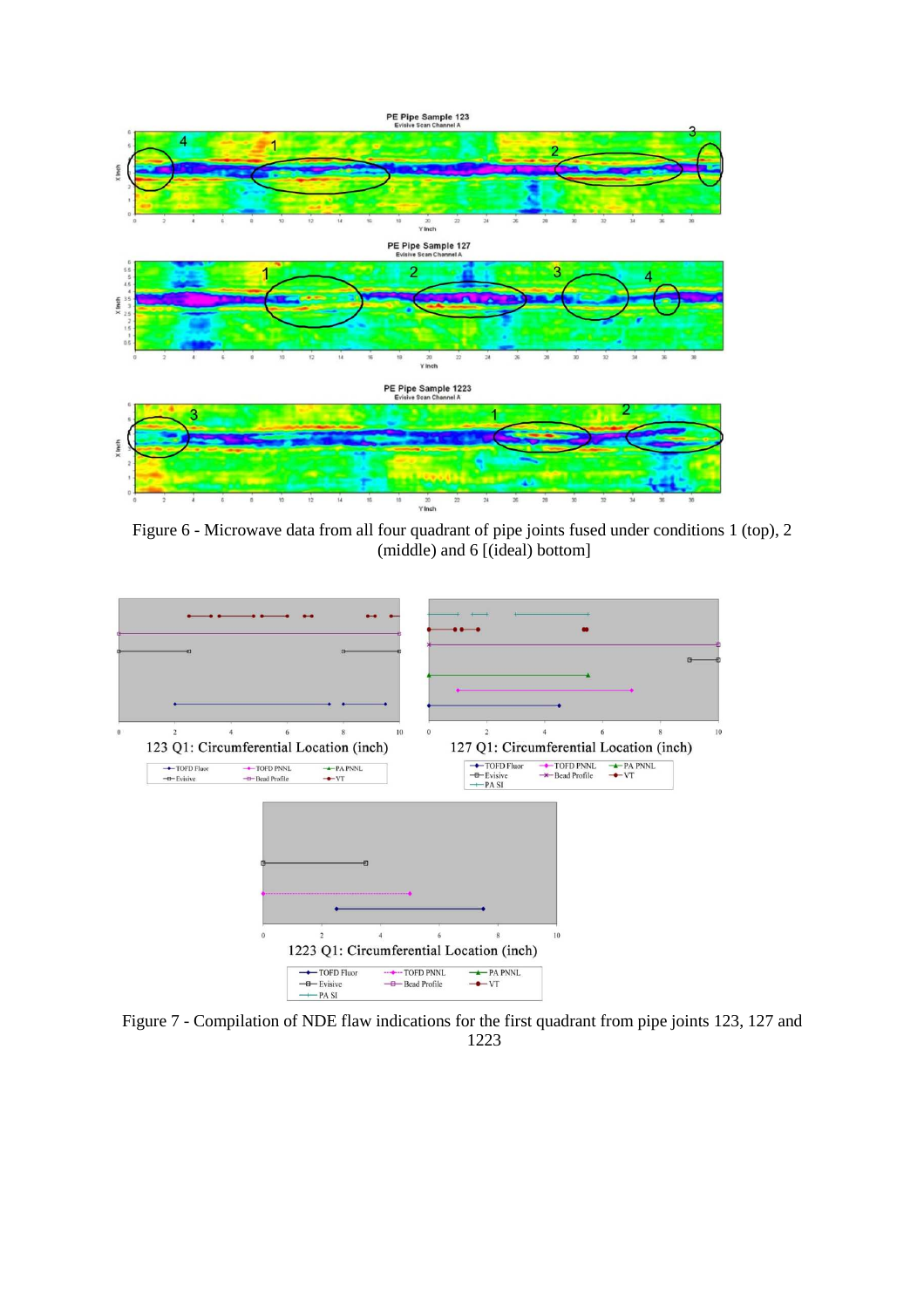Figure 6 - Microwave data from all four quadrant of pipe joints fused under conditions 1 (top), 2 (middle) and 6 [(ideal) bottom]

Figure 7 - Compilation of NDE flaw indications for the first quadrant from pipe joints 123, 127 and 1223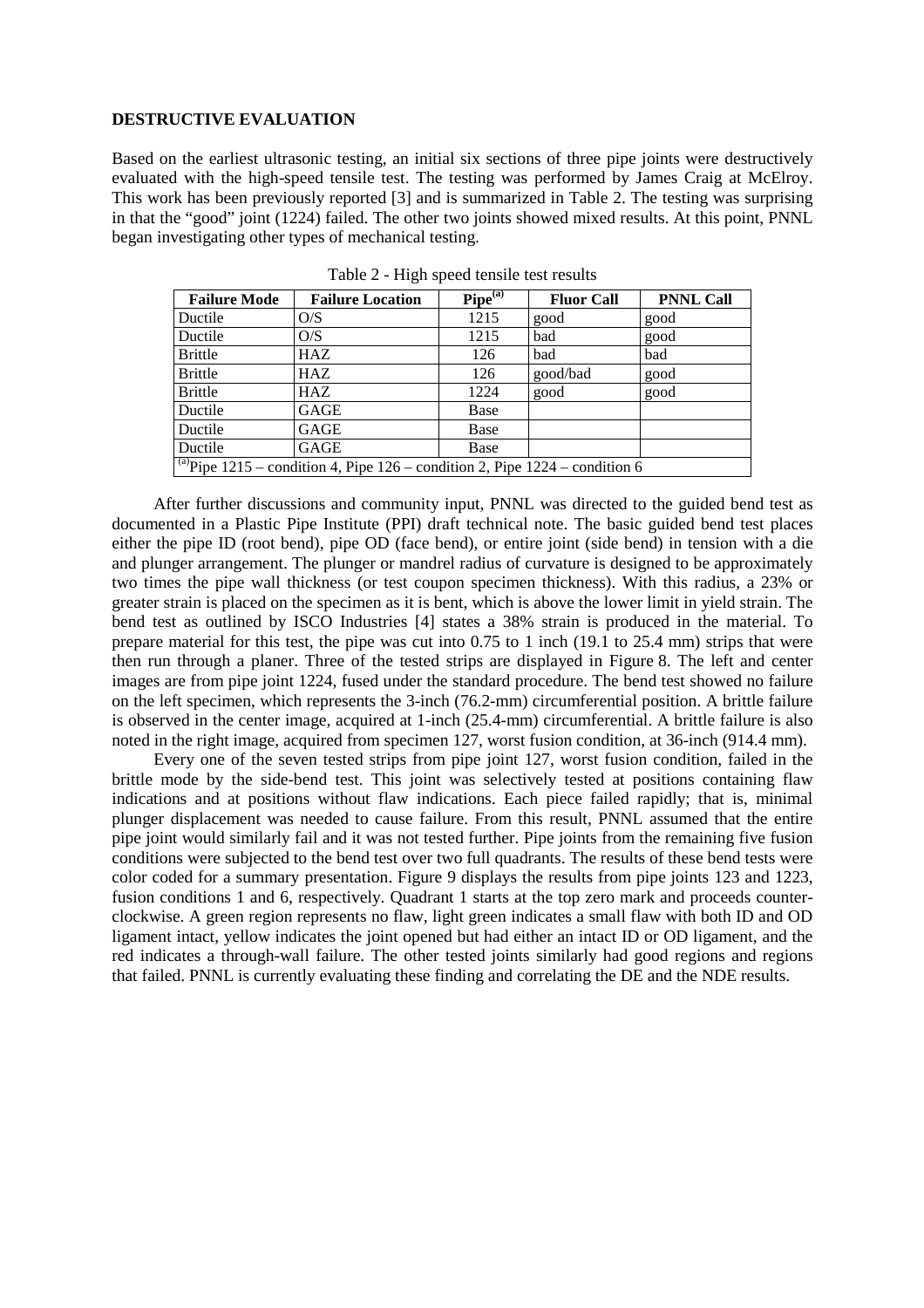**DESTRUCTIVE EVALUATION**

Based on the earliest ultrasonic testing, an initial six sections of three pipe joints were destructively evaluated with the high-speed tensile test. The testing was performed by James Craig at McElroy. This work has been previously reported [3] and is summarized in Table 2. The testing was surprising in that the "good" joint (1224) failed. The other two joints showed mixed results. At this point, PNNL began investigating other types of mechanical testing.

Table 2 - High speed tensile test results

| Failure Mode | Failure Location | Pipe[(a)] | Fluor Call | PNNL Call |
|---|---|---|---|---|
| Ductile | O/S | 1215 | good | good |
| Ductile | O/S | 1215 | bad | good |
| Brittle | HAZ | 126 | bad | bad |
| Brittle | HAZ | 126 | good/bad | good |
| Brittle | HAZ | 1224 | good | good |
| Ductile | GAGE | Base | | |
| Ductile | GAGE | Base | | |
| Ductile | GAGE | Base | | |

[(a)]Pipe 1215 – condition 4, Pipe 126 – condition 2, Pipe 1224 – condition 6

After further discussions and community input, PNNL was directed to the guided bend test as documented in a Plastic Pipe Institute (PPI) draft technical note. The basic guided bend test places either the pipe ID (root bend), pipe OD (face bend), or entire joint (side bend) in tension with a die and plunger arrangement. The plunger or mandrel radius of curvature is designed to be approximately two times the pipe wall thickness (or test coupon specimen thickness). With this radius, a 23% or greater strain is placed on the specimen as it is bent, which is above the lower limit in yield strain. The bend test as outlined by ISCO Industries [4] states a 38% strain is produced in the material. To prepare material for this test, the pipe was cut into 0.75 to 1 inch (19.1 to 25.4 mm) strips that were then run through a planer. Three of the tested strips are displayed in Figure 8. The left and center images are from pipe joint 1224, fused under the standard procedure. The bend test showed no failure on the left specimen, which represents the 3-inch (76.2-mm) circumferential position. A brittle failure is observed in the center image, acquired at 1-inch (25.4-mm) circumferential. A brittle failure is also noted in the right image, acquired from specimen 127, worst fusion condition, at 36-inch (914.4 mm).

Every one of the seven tested strips from pipe joint 127, worst fusion condition, failed in the brittle mode by the side-bend test. This joint was selectively tested at positions containing flaw indications and at positions without flaw indications. Each piece failed rapidly; that is, minimal plunger displacement was needed to cause failure. From this result, PNNL assumed that the entire pipe joint would similarly fail and it was not tested further. Pipe joints from the remaining five fusion conditions were subjected to the bend test over two full quadrants. The results of these bend tests were color coded for a summary presentation. Figure 9 displays the results from pipe joints 123 and 1223, fusion conditions 1 and 6, respectively. Quadrant 1 starts at the top zero mark and proceeds counter-clockwise. A green region represents no flaw, light green indicates a small flaw with both ID and OD ligament intact, yellow indicates the joint opened but had either an intact ID or OD ligament, and the red indicates a through-wall failure. The other tested joints similarly had good regions and regions that failed. PNNL is currently evaluating these finding and correlating the DE and the NDE results.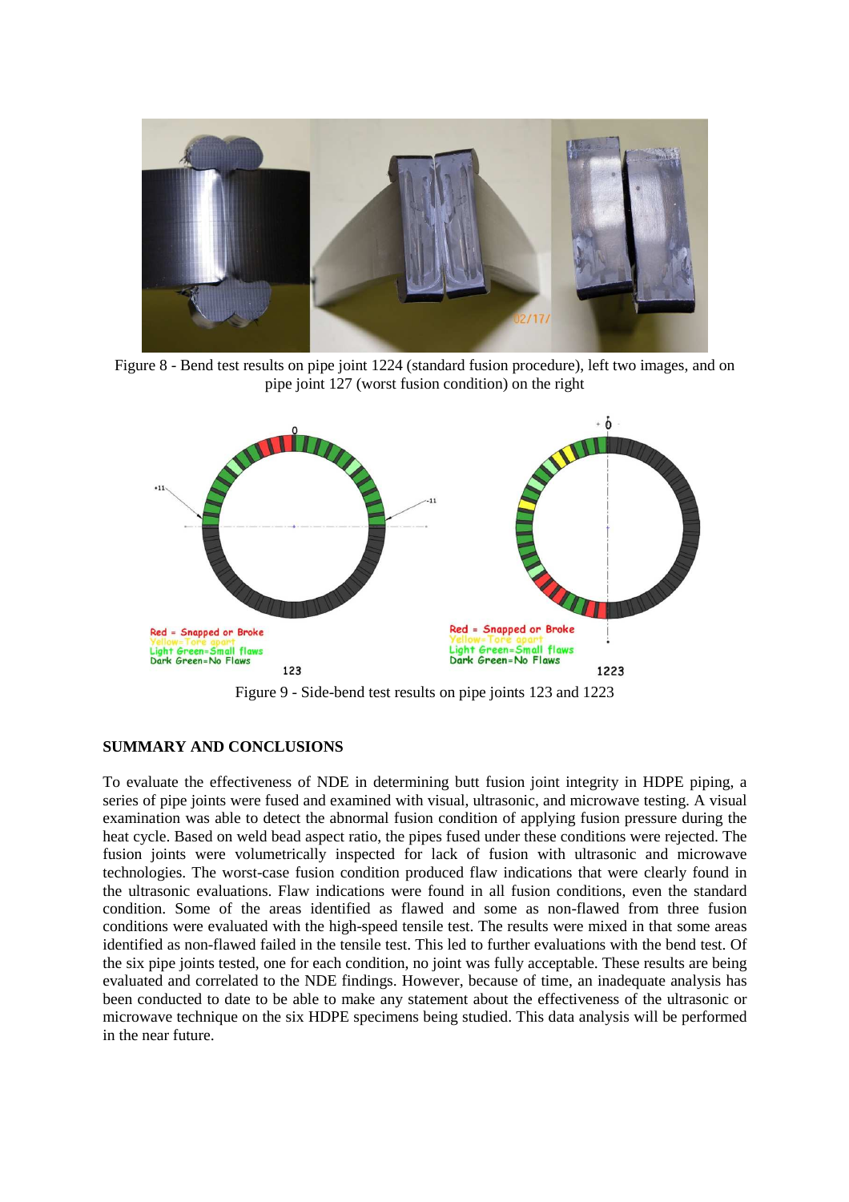Figure 8 - Bend test results on pipe joint 1224 (standard fusion procedure), left two images, and on pipe joint 127 (worst fusion condition) on the right

Figure 9 - Side-bend test results on pipe joints 123 and 1223

## SUMMARY AND CONCLUSIONS

To evaluate the effectiveness of NDE in determining butt fusion joint integrity in HDPE piping, a series of pipe joints were fused and examined with visual, ultrasonic, and microwave testing. A visual examination was able to detect the abnormal fusion condition of applying fusion pressure during the heat cycle. Based on weld bead aspect ratio, the pipes fused under these conditions were rejected. The fusion joints were volumetrically inspected for lack of fusion with ultrasonic and microwave technologies. The worst-case fusion condition produced flaw indications that were clearly found in the ultrasonic evaluations. Flaw indications were found in all fusion conditions, even the standard condition. Some of the areas identified as flawed and some as non-flawed from three fusion conditions were evaluated with the high-speed tensile test. The results were mixed in that some areas identified as non-flawed failed in the tensile test. This led to further evaluations with the bend test. Of the six pipe joints tested, one for each condition, no joint was fully acceptable. These results are being evaluated and correlated to the NDE findings. However, because of time, an inadequate analysis has been conducted to date to be able to make any statement about the effectiveness of the ultrasonic or microwave technique on the six HDPE specimens being studied. This data analysis will be performed in the near future.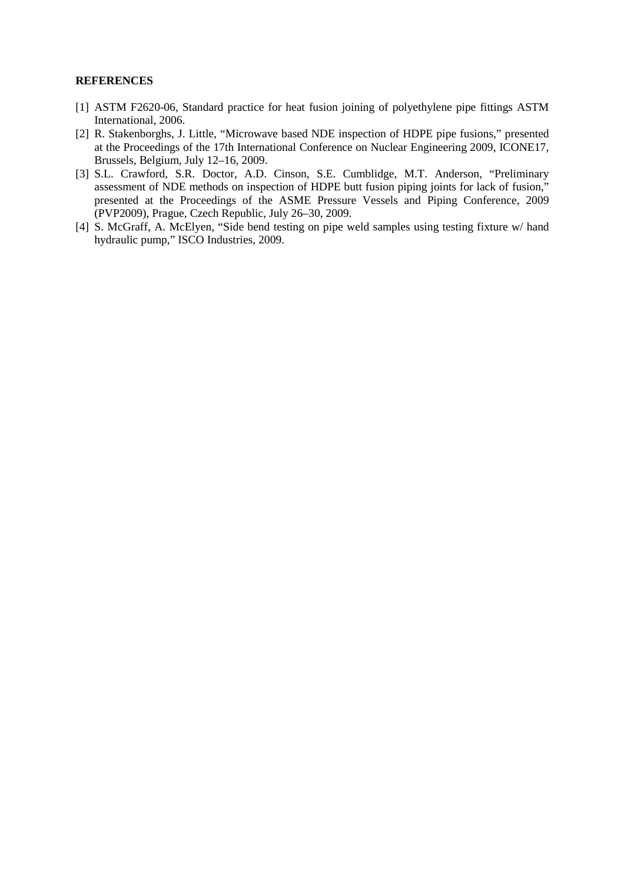**REFERENCES**

[1] ASTM F2620-06, Standard practice for heat fusion joining of polyethylene pipe fittings ASTM International, 2006.

[2] R. Stakenborghs, J. Little, "Microwave based NDE inspection of HDPE pipe fusions," presented at the Proceedings of the 17th International Conference on Nuclear Engineering 2009, ICONE17, Brussels, Belgium, July 12–16, 2009.

[3] S.L. Crawford, S.R. Doctor, A.D. Cinson, S.E. Cumblidge, M.T. Anderson, "Preliminary assessment of NDE methods on inspection of HDPE butt fusion piping joints for lack of fusion," presented at the Proceedings of the ASME Pressure Vessels and Piping Conference, 2009 (PVP2009), Prague, Czech Republic, July 26–30, 2009.

[4] S. McGraff, A. McElyen, "Side bend testing on pipe weld samples using testing fixture w/ hand hydraulic pump," ISCO Industries, 2009.